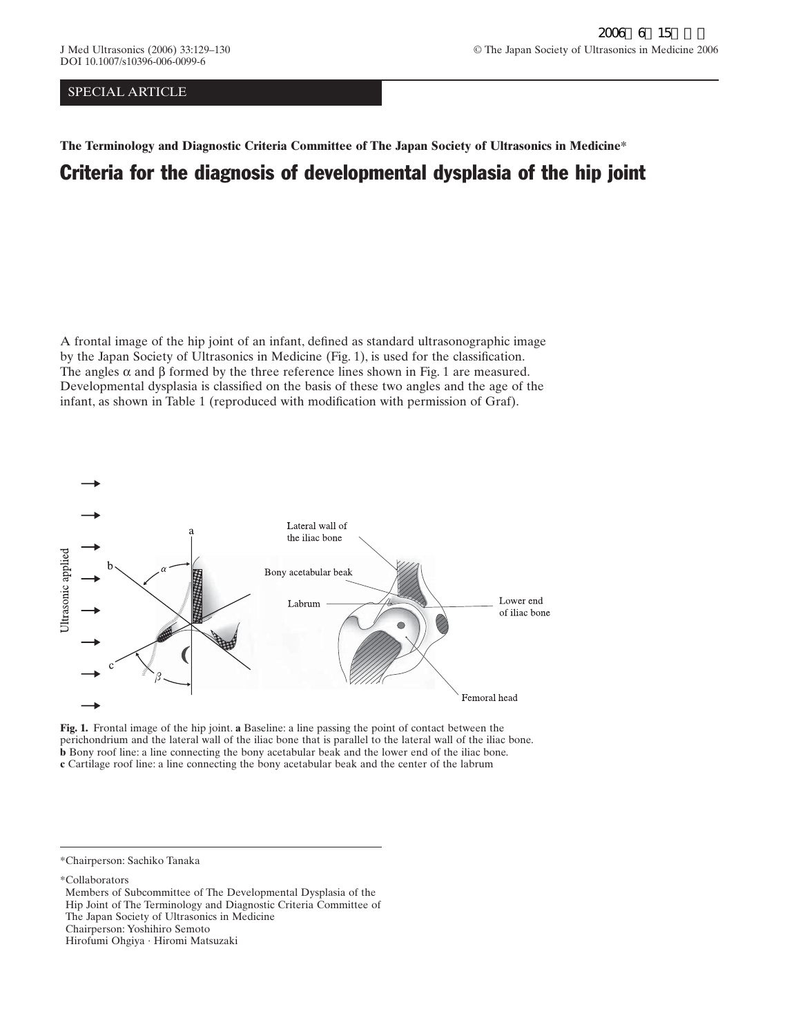SPECIAL ARTICLE

**The Terminology and Diagnostic Criteria Committee of The Japan Society of Ultrasonics in Medicine***

# Criteria for the diagnosis of developmental dysplasia of the hip joint

A frontal image of the hip joint of an infant, defined as standard ultrasonographic image by the Japan Society of Ultrasonics in Medicine (Fig. 1), is used for the classification. The angles $\alpha$ and $\beta$ formed by the three reference lines shown in Fig. 1 are measured. Developmental dysplasia is classified on the basis of these two angles and the age of the infant, as shown in Table 1 (reproduced with modification with permission of Graf).

**Fig. 1.** Frontal image of the hip joint. **a** Baseline: a line passing the point of contact between the perichondrium and the lateral wall of the iliac bone that is parallel to the lateral wall of the iliac bone. **b** Bony roof line: a line connecting the bony acetabular beak and the lower end of the iliac bone. **c** Cartilage roof line: a line connecting the bony acetabular beak and the center of the labrum

*Chairperson: Sachiko Tanaka

*Collaborators
Members of Subcommittee of The Developmental Dysplasia of the Hip Joint of The Terminology and Diagnostic Criteria Committee of The Japan Society of Ultrasonics in Medicine
Chairperson: Yoshihiro Semoto
Hirofumi Ohgiya · Hiromi Matsuzaki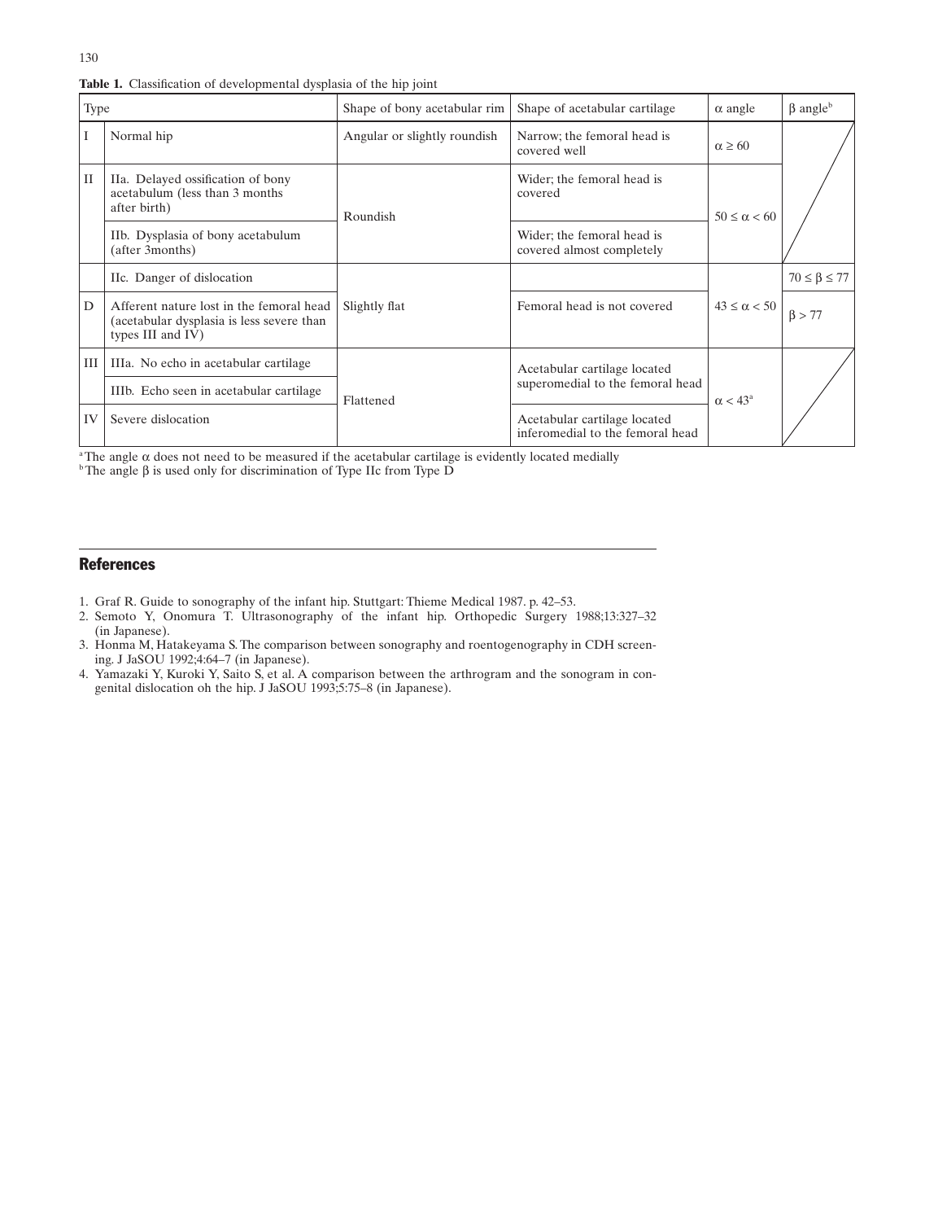**Table 1.** Classification of developmental dysplasia of the hip joint

| Type | | Shape of bony acetabular rim | Shape of acetabular cartilage | α angle | β angle[b] |
|---|---|---|---|---|---|
| I | Normal hip | Angular or slightly roundish | Narrow; the femoral head is covered well | $\alpha \geq 60$ | |
| II | IIa. Delayed ossification of bony acetabulum (less than 3 months after birth) | Roundish | Wider; the femoral head is covered | $50 \leq \alpha < 60$ | |
| | IIb. Dysplasia of bony acetabulum (after 3months) | | Wider; the femoral head is covered almost completely | | |
| | IIc. Danger of dislocation | Slightly flat | Femoral head is not covered | $43 \leq \alpha < 50$ | $70 \leq \beta \leq 77$ |
| D | Afferent nature lost in the femoral head (acetabular dysplasia is less severe than types III and IV) | | | | $\beta > 77$ |
| III | IIIa. No echo in acetabular cartilage | Flattened | Acetabular cartilage located superomedial to the femoral head | $\alpha < 43$[a] | |
| | IIIb. Echo seen in acetabular cartilage | | | | |
| IV | Severe dislocation | | Acetabular cartilage located inferomedial to the femoral head | | |

[a] The angle α does not need to be measured if the acetabular cartilage is evidently located medially
[b] The angle β is used only for discrimination of Type IIc from Type D

## References

1. Graf R. Guide to sonography of the infant hip. Stuttgart: Thieme Medical 1987. p. 42–53.
2. Semoto Y, Onomura T. Ultrasonography of the infant hip. Orthopedic Surgery 1988;13:327–32 (in Japanese).
3. Honma M, Hatakeyama S. The comparison between sonography and roentogenography in CDH screening. J JaSOU 1992;4:64–7 (in Japanese).
4. Yamazaki Y, Kuroki Y, Saito S, et al. A comparison between the arthrogram and the sonogram in congenital dislocation oh the hip. J JaSOU 1993;5:75–8 (in Japanese).